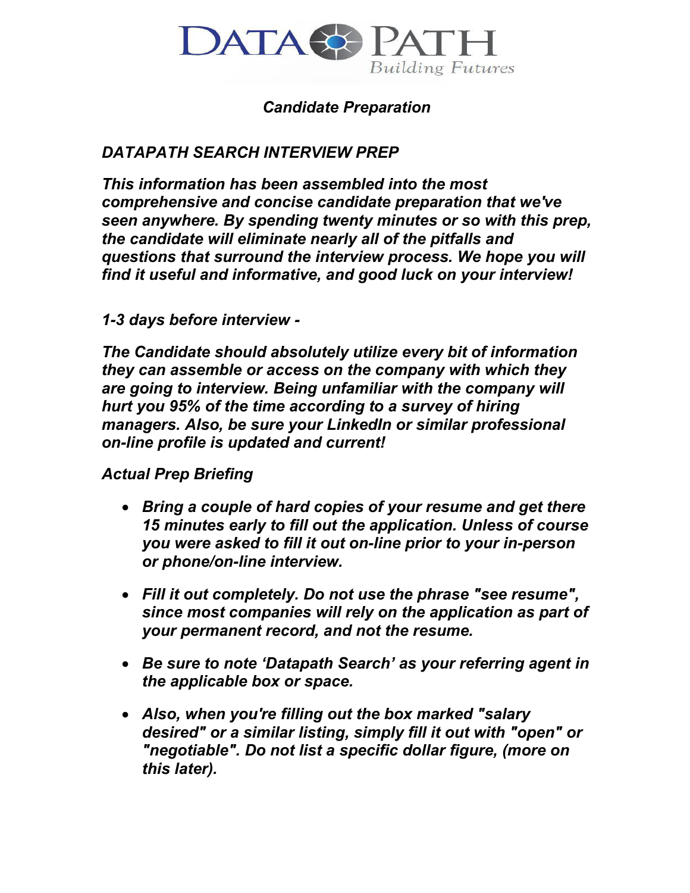DATA PATH
Building Futures

# *Candidate Preparation*

## *DATAPATH SEARCH INTERVIEW PREP*

***This information has been assembled into the most comprehensive and concise candidate preparation that we've seen anywhere. By spending twenty minutes or so with this prep, the candidate will eliminate nearly all of the pitfalls and questions that surround the interview process. We hope you will find it useful and informative, and good luck on your interview!***

### *1-3 days before interview -*

***The Candidate should absolutely utilize every bit of information they can assemble or access on the company with which they are going to interview. Being unfamiliar with the company will hurt you 95% of the time according to a survey of hiring managers. Also, be sure your LinkedIn or similar professional on-line profile is updated and current!***

### *Actual Prep Briefing*

- ***Bring a couple of hard copies of your resume and get there 15 minutes early to fill out the application. Unless of course you were asked to fill it out on-line prior to your in-person or phone/on-line interview.***
- ***Fill it out completely. Do not use the phrase "see resume", since most companies will rely on the application as part of your permanent record, and not the resume.***
- ***Be sure to note 'Datapath Search' as your referring agent in the applicable box or space.***
- ***Also, when you're filling out the box marked "salary desired" or a similar listing, simply fill it out with "open" or "negotiable". Do not list a specific dollar figure, (more on this later).***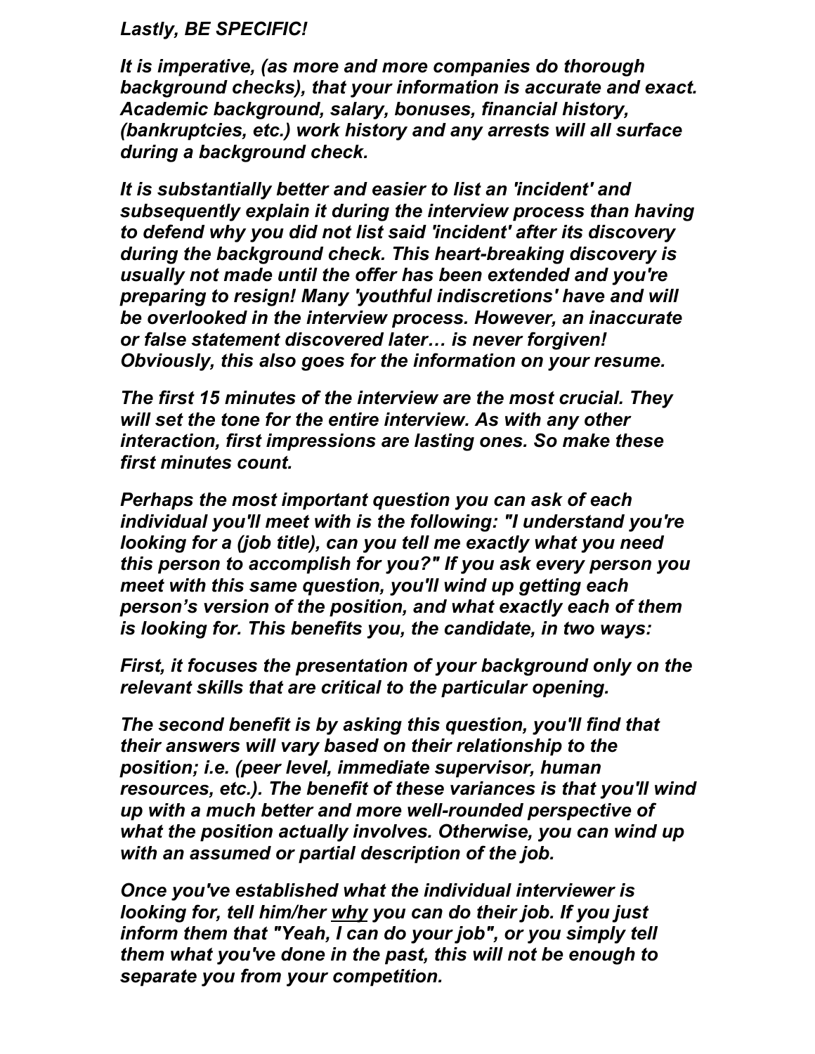***Lastly, BE SPECIFIC!***

***It is imperative, (as more and more companies do thorough background checks), that your information is accurate and exact. Academic background, salary, bonuses, financial history, (bankruptcies, etc.) work history and any arrests will all surface during a background check.***

***It is substantially better and easier to list an 'incident' and subsequently explain it during the interview process than having to defend why you did not list said 'incident' after its discovery during the background check. This heart-breaking discovery is usually not made until the offer has been extended and you're preparing to resign! Many 'youthful indiscretions' have and will be overlooked in the interview process. However, an inaccurate or false statement discovered later… is never forgiven! Obviously, this also goes for the information on your resume.***

***The first 15 minutes of the interview are the most crucial. They will set the tone for the entire interview. As with any other interaction, first impressions are lasting ones. So make these first minutes count.***

***Perhaps the most important question you can ask of each individual you'll meet with is the following: "I understand you're looking for a (job title), can you tell me exactly what you need this person to accomplish for you?" If you ask every person you meet with this same question, you'll wind up getting each person's version of the position, and what exactly each of them is looking for. This benefits you, the candidate, in two ways:***

***First, it focuses the presentation of your background only on the relevant skills that are critical to the particular opening.***

***The second benefit is by asking this question, you'll find that their answers will vary based on their relationship to the position; i.e. (peer level, immediate supervisor, human resources, etc.). The benefit of these variances is that you'll wind up with a much better and more well-rounded perspective of what the position actually involves. Otherwise, you can wind up with an assumed or partial description of the job.***

***Once you've established what the individual interviewer is looking for, tell him/her <u>why</u> you can do their job. If you just inform them that "Yeah, I can do your job", or you simply tell them what you've done in the past, this will not be enough to separate you from your competition.***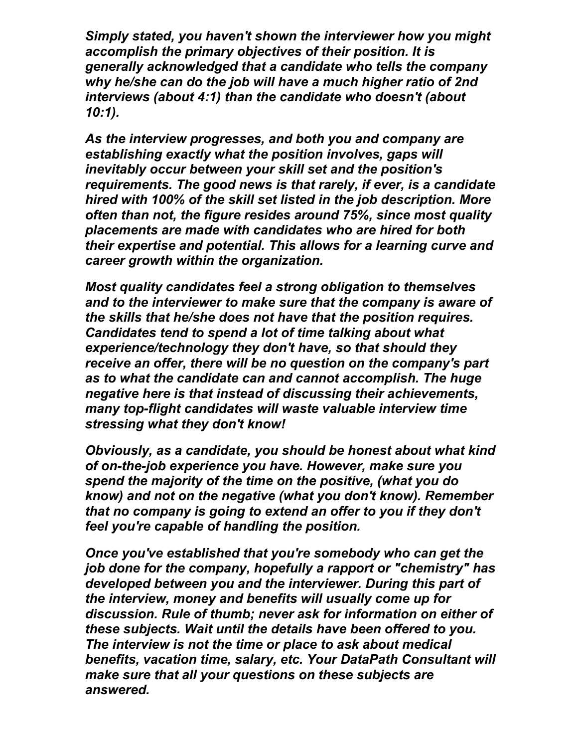*Simply stated, you haven't shown the interviewer how you might accomplish the primary objectives of their position. It is generally acknowledged that a candidate who tells the company why he/she can do the job will have a much higher ratio of 2nd interviews (about 4:1) than the candidate who doesn't (about 10:1).*

*As the interview progresses, and both you and company are establishing exactly what the position involves, gaps will inevitably occur between your skill set and the position's requirements. The good news is that rarely, if ever, is a candidate hired with 100% of the skill set listed in the job description. More often than not, the figure resides around 75%, since most quality placements are made with candidates who are hired for both their expertise and potential. This allows for a learning curve and career growth within the organization.*

*Most quality candidates feel a strong obligation to themselves and to the interviewer to make sure that the company is aware of the skills that he/she does not have that the position requires. Candidates tend to spend a lot of time talking about what experience/technology they don't have, so that should they receive an offer, there will be no question on the company's part as to what the candidate can and cannot accomplish. The huge negative here is that instead of discussing their achievements, many top-flight candidates will waste valuable interview time stressing what they don't know!*

*Obviously, as a candidate, you should be honest about what kind of on-the-job experience you have. However, make sure you spend the majority of the time on the positive, (what you do know) and not on the negative (what you don't know). Remember that no company is going to extend an offer to you if they don't feel you're capable of handling the position.*

*Once you've established that you're somebody who can get the job done for the company, hopefully a rapport or "chemistry" has developed between you and the interviewer. During this part of the interview, money and benefits will usually come up for discussion. Rule of thumb; never ask for information on either of these subjects. Wait until the details have been offered to you. The interview is not the time or place to ask about medical benefits, vacation time, salary, etc. Your DataPath Consultant will make sure that all your questions on these subjects are answered.*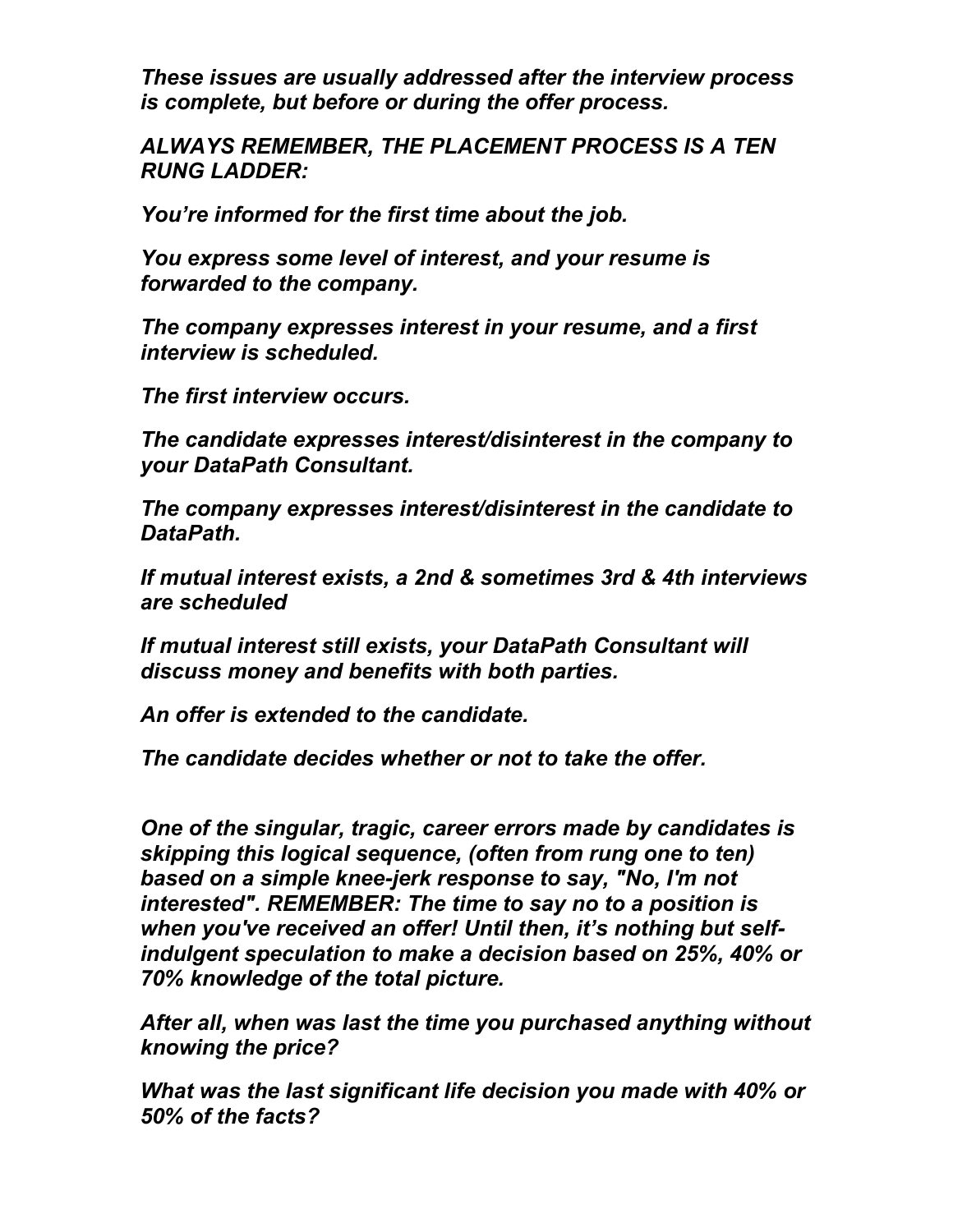*These issues are usually addressed after the interview process is complete, but before or during the offer process.*

***ALWAYS REMEMBER, THE PLACEMENT PROCESS IS A TEN RUNG LADDER:***

*You're informed for the first time about the job.*

*You express some level of interest, and your resume is forwarded to the company.*

*The company expresses interest in your resume, and a first interview is scheduled.*

*The first interview occurs.*

*The candidate expresses interest/disinterest in the company to your DataPath Consultant.*

*The company expresses interest/disinterest in the candidate to DataPath.*

*If mutual interest exists, a 2nd & sometimes 3rd & 4th interviews are scheduled*

*If mutual interest still exists, your DataPath Consultant will discuss money and benefits with both parties.*

*An offer is extended to the candidate.*

*The candidate decides whether or not to take the offer.*

*One of the singular, tragic, career errors made by candidates is skipping this logical sequence, (often from rung one to ten) based on a simple knee-jerk response to say, "No, I'm not interested". REMEMBER: The time to say no to a position is when you've received an offer! Until then, it's nothing but self-indulgent speculation to make a decision based on 25%, 40% or 70% knowledge of the total picture.*

*After all, when was last the time you purchased anything without knowing the price?*

*What was the last significant life decision you made with 40% or 50% of the facts?*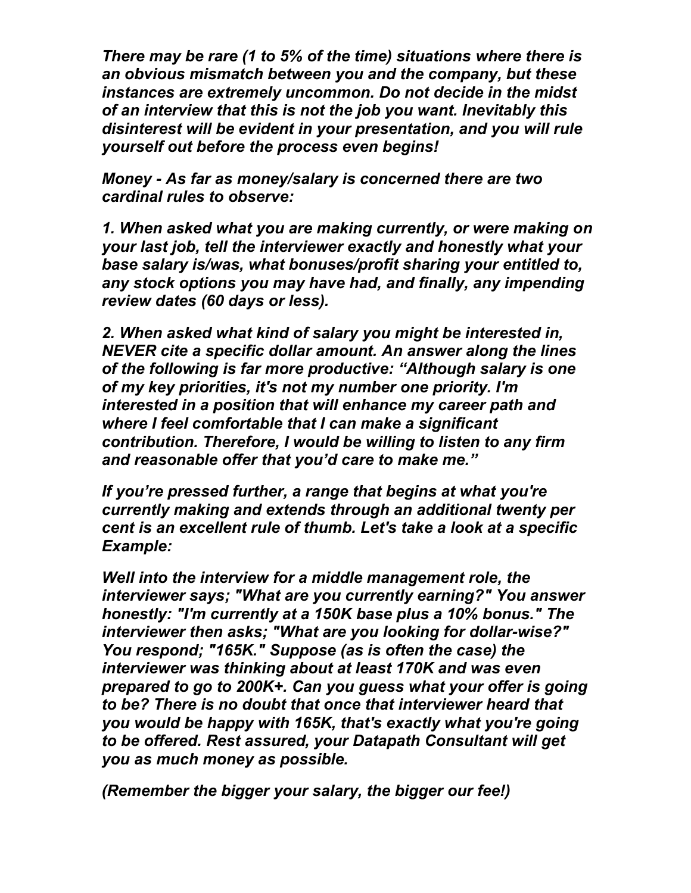*There may be rare (1 to 5% of the time) situations where there is an obvious mismatch between you and the company, but these instances are extremely uncommon. Do not decide in the midst of an interview that this is not the job you want. Inevitably this disinterest will be evident in your presentation, and you will rule yourself out before the process even begins!*

***Money - As far as money/salary is concerned there are two cardinal rules to observe:***

***1. When asked what you are making currently, or were making on your last job, tell the interviewer exactly and honestly what your base salary is/was, what bonuses/profit sharing your entitled to, any stock options you may have had, and finally, any impending review dates (60 days or less).***

***2. When asked what kind of salary you might be interested in, NEVER cite a specific dollar amount. An answer along the lines of the following is far more productive: "Although salary is one of my key priorities, it's not my number one priority. I'm interested in a position that will enhance my career path and where I feel comfortable that I can make a significant contribution. Therefore, I would be willing to listen to any firm and reasonable offer that you'd care to make me."***

***If you're pressed further, a range that begins at what you're currently making and extends through an additional twenty per cent is an excellent rule of thumb. Let's take a look at a specific Example:***

***Well into the interview for a middle management role, the interviewer says; "What are you currently earning?" You answer honestly: "I'm currently at a 150K base plus a 10% bonus." The interviewer then asks; "What are you looking for dollar-wise?" You respond; "165K." Suppose (as is often the case) the interviewer was thinking about at least 170K and was even prepared to go to 200K+. Can you guess what your offer is going to be? There is no doubt that once that interviewer heard that you would be happy with 165K, that's exactly what you're going to be offered. Rest assured, your Datapath Consultant will get you as much money as possible.***

***(Remember the bigger your salary, the bigger our fee!)***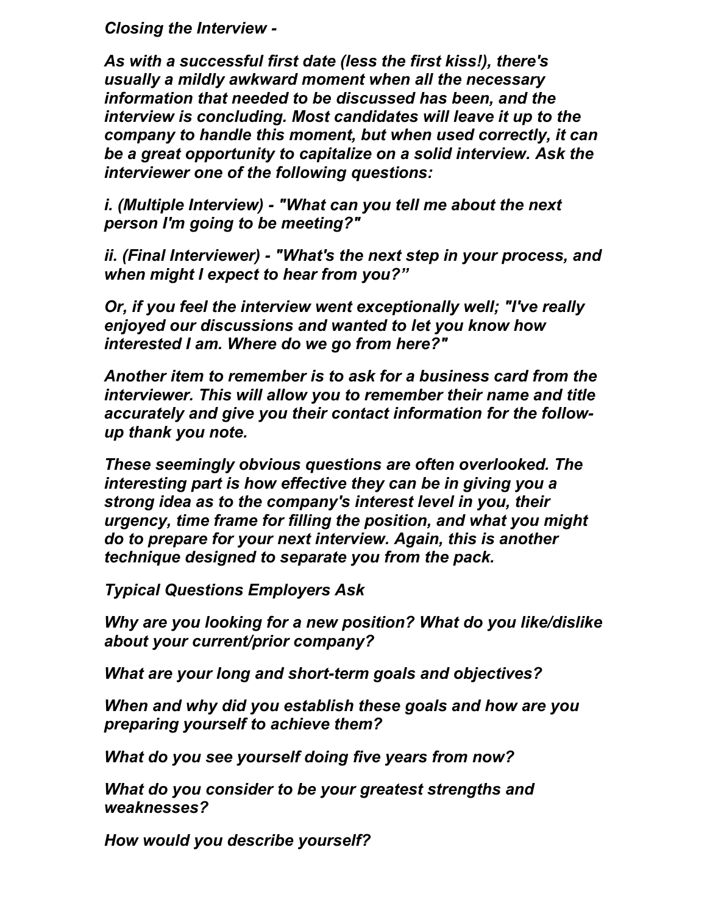***Closing the Interview -***

***As with a successful first date (less the first kiss!), there's usually a mildly awkward moment when all the necessary information that needed to be discussed has been, and the interview is concluding. Most candidates will leave it up to the company to handle this moment, but when used correctly, it can be a great opportunity to capitalize on a solid interview. Ask the interviewer one of the following questions:***

***i. (Multiple Interview) - "What can you tell me about the next person I'm going to be meeting?"***

***ii. (Final Interviewer) - "What's the next step in your process, and when might I expect to hear from you?"***

***Or, if you feel the interview went exceptionally well; "I've really enjoyed our discussions and wanted to let you know how interested I am. Where do we go from here?"***

***Another item to remember is to ask for a business card from the interviewer. This will allow you to remember their name and title accurately and give you their contact information for the follow-up thank you note.***

***These seemingly obvious questions are often overlooked. The interesting part is how effective they can be in giving you a strong idea as to the company's interest level in you, their urgency, time frame for filling the position, and what you might do to prepare for your next interview. Again, this is another technique designed to separate you from the pack.***

***Typical Questions Employers Ask***

***Why are you looking for a new position? What do you like/dislike about your current/prior company?***

***What are your long and short-term goals and objectives?***

***When and why did you establish these goals and how are you preparing yourself to achieve them?***

***What do you see yourself doing five years from now?***

***What do you consider to be your greatest strengths and weaknesses?***

***How would you describe yourself?***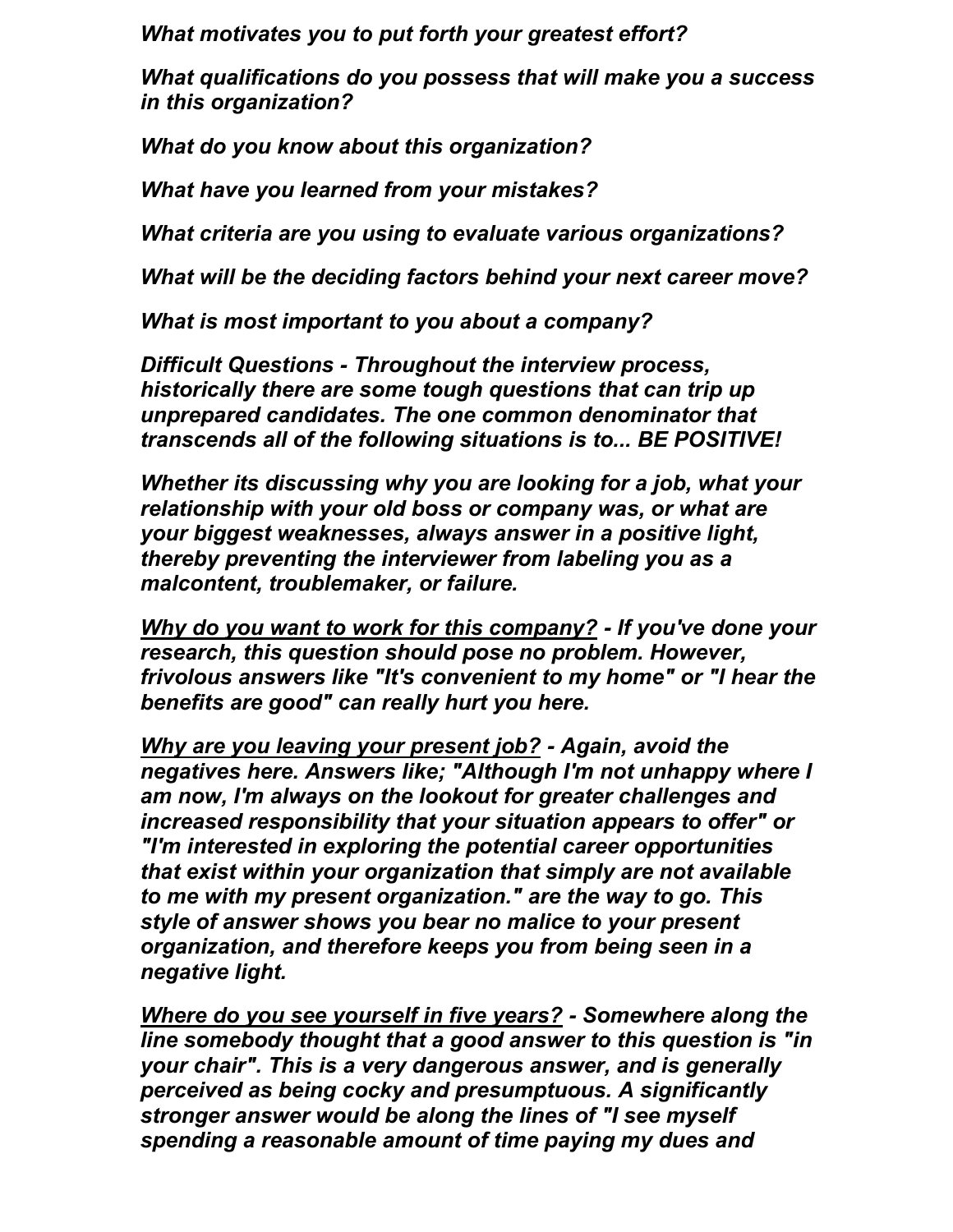*What motivates you to put forth your greatest effort?*

*What qualifications do you possess that will make you a success in this organization?*

*What do you know about this organization?*

*What have you learned from your mistakes?*

*What criteria are you using to evaluate various organizations?*

*What will be the deciding factors behind your next career move?*

*What is most important to you about a company?*

***Difficult Questions - Throughout the interview process, historically there are some tough questions that can trip up unprepared candidates. The one common denominator that transcends all of the following situations is to... BE POSITIVE!***

***Whether its discussing why you are looking for a job, what your relationship with your old boss or company was, or what are your biggest weaknesses, always answer in a positive light, thereby preventing the interviewer from labeling you as a malcontent, troublemaker, or failure.***

***<u>Why do you want to work for this company?</u> - If you've done your research, this question should pose no problem. However, frivolous answers like "It's convenient to my home" or "I hear the benefits are good" can really hurt you here.***

***<u>Why are you leaving your present job?</u> - Again, avoid the negatives here. Answers like; "Although I'm not unhappy where I am now, I'm always on the lookout for greater challenges and increased responsibility that your situation appears to offer" or "I'm interested in exploring the potential career opportunities that exist within your organization that simply are not available to me with my present organization." are the way to go. This style of answer shows you bear no malice to your present organization, and therefore keeps you from being seen in a negative light.***

***<u>Where do you see yourself in five years?</u> - Somewhere along the line somebody thought that a good answer to this question is "in your chair". This is a very dangerous answer, and is generally perceived as being cocky and presumptuous. A significantly stronger answer would be along the lines of "I see myself spending a reasonable amount of time paying my dues and***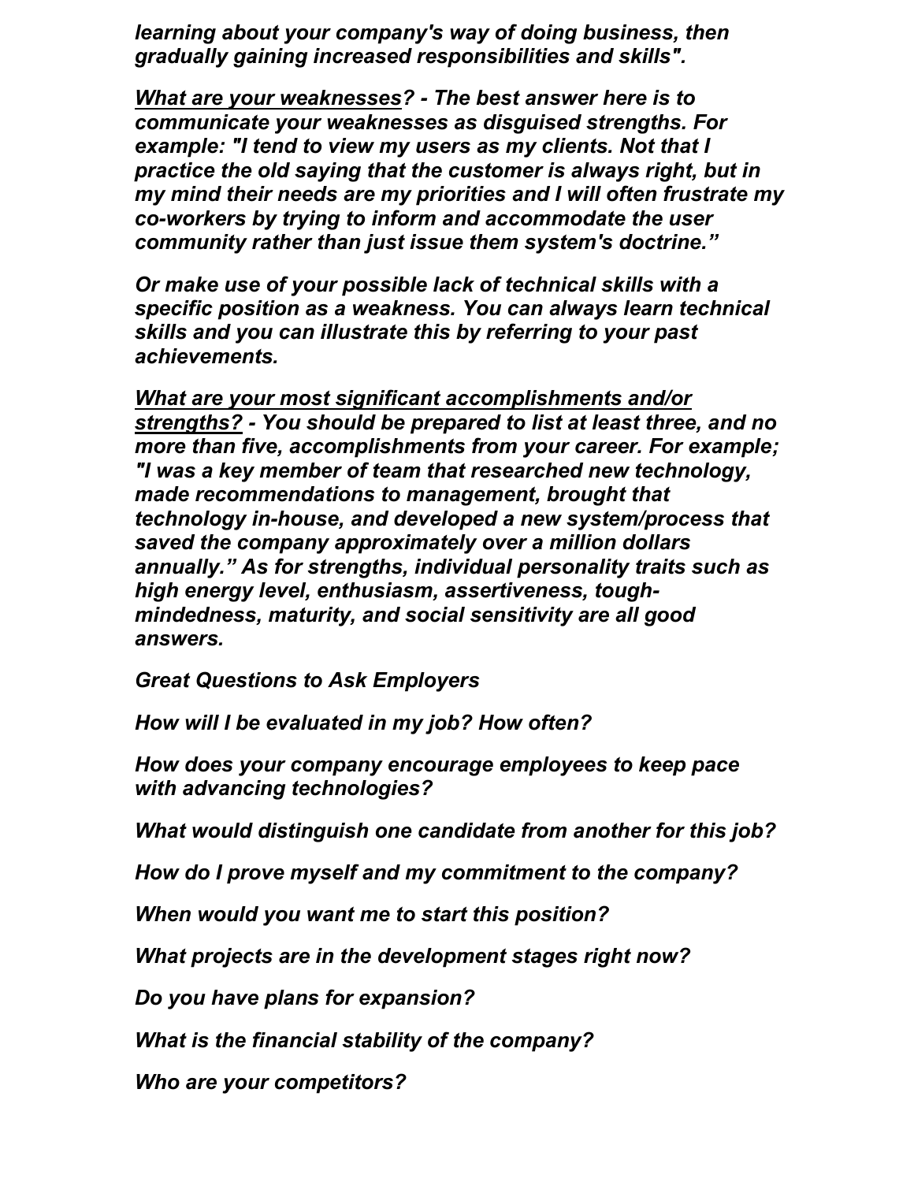***learning about your company's way of doing business, then gradually gaining increased responsibilities and skills".***

***<u>What are your weaknesses</u>? - The best answer here is to communicate your weaknesses as disguised strengths. For example: "I tend to view my users as my clients. Not that I practice the old saying that the customer is always right, but in my mind their needs are my priorities and I will often frustrate my co-workers by trying to inform and accommodate the user community rather than just issue them system's doctrine."***

***Or make use of your possible lack of technical skills with a specific position as a weakness. You can always learn technical skills and you can illustrate this by referring to your past achievements.***

***<u>What are your most significant accomplishments and/or strengths?</u> - You should be prepared to list at least three, and no more than five, accomplishments from your career. For example; "I was a key member of team that researched new technology, made recommendations to management, brought that technology in-house, and developed a new system/process that saved the company approximately over a million dollars annually." As for strengths, individual personality traits such as high energy level, enthusiasm, assertiveness, tough-mindedness, maturity, and social sensitivity are all good answers.***

***Great Questions to Ask Employers***

***How will I be evaluated in my job? How often?***

***How does your company encourage employees to keep pace with advancing technologies?***

***What would distinguish one candidate from another for this job?***

***How do I prove myself and my commitment to the company?***

***When would you want me to start this position?***

***What projects are in the development stages right now?***

***Do you have plans for expansion?***

***What is the financial stability of the company?***

***Who are your competitors?***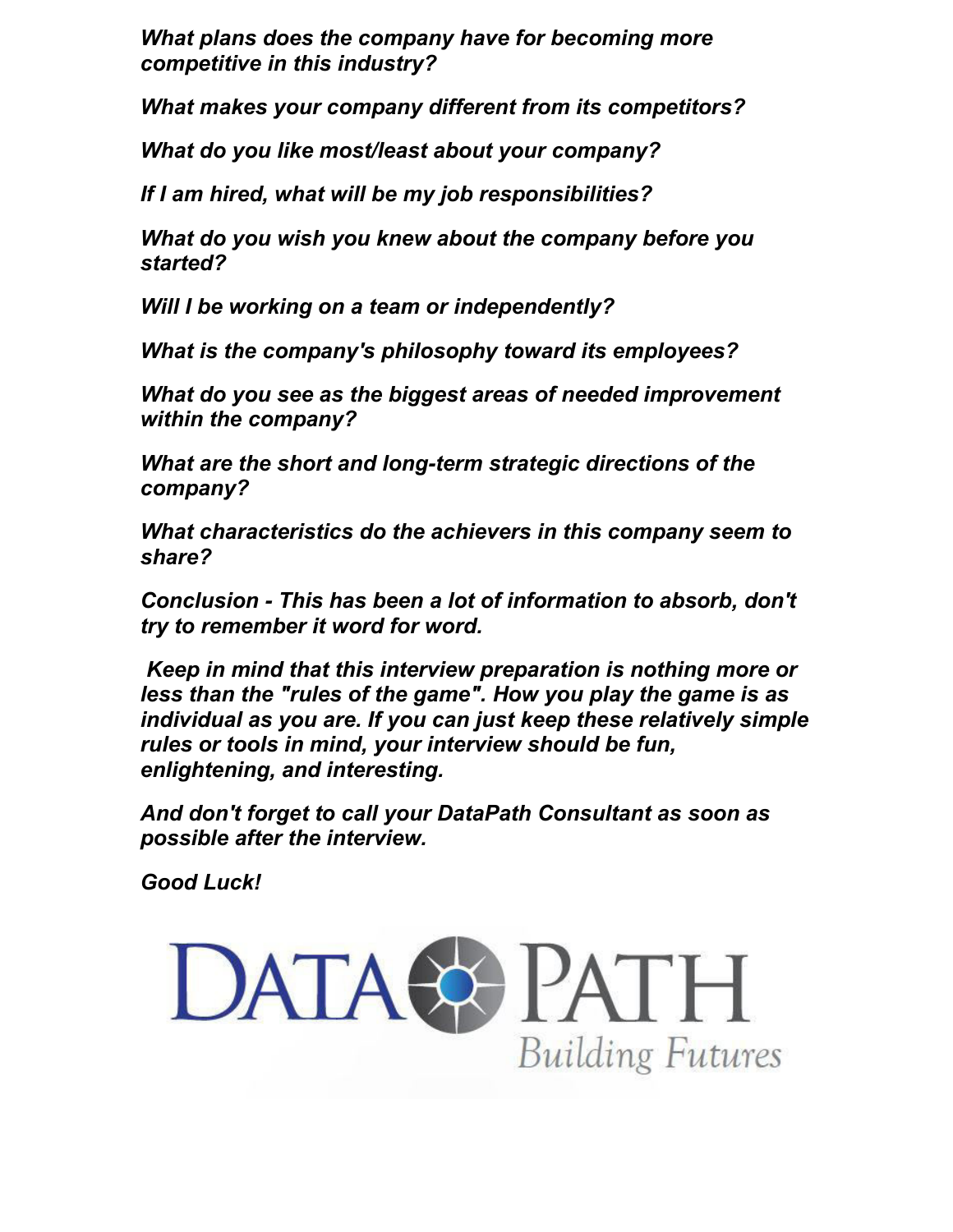***What plans does the company have for becoming more competitive in this industry?***

***What makes your company different from its competitors?***

***What do you like most/least about your company?***

***If I am hired, what will be my job responsibilities?***

***What do you wish you knew about the company before you started?***

***Will I be working on a team or independently?***

***What is the company's philosophy toward its employees?***

***What do you see as the biggest areas of needed improvement within the company?***

***What are the short and long-term strategic directions of the company?***

***What characteristics do the achievers in this company seem to share?***

***Conclusion - This has been a lot of information to absorb, don't try to remember it word for word.***

***Keep in mind that this interview preparation is nothing more or less than the "rules of the game". How you play the game is as individual as you are. If you can just keep these relatively simple rules or tools in mind, your interview should be fun, enlightening, and interesting.***

***And don't forget to call your DataPath Consultant as soon as possible after the interview.***

***Good Luck!***

DATA PATH
Building Futures